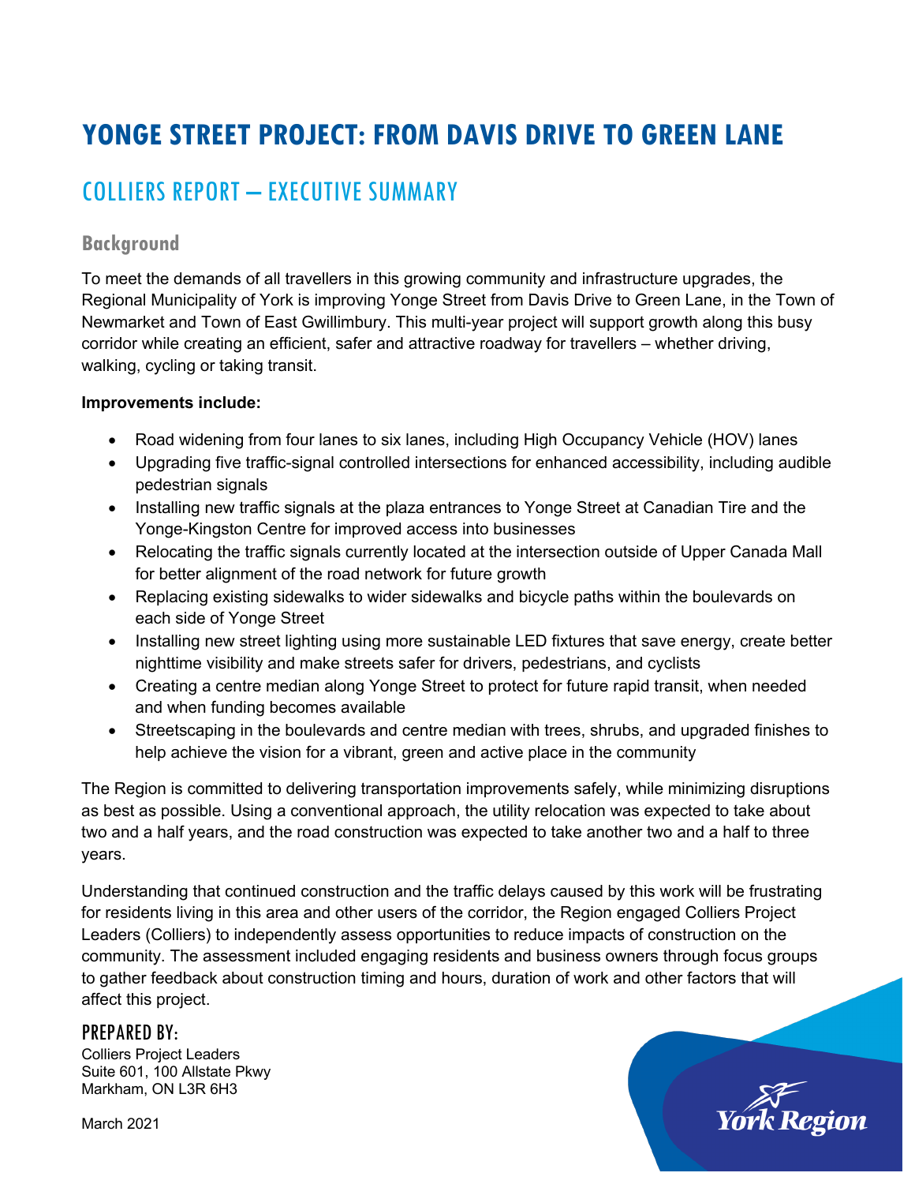# YONGE STREET PROJECT: FROM DAVIS DRIVE TO GREEN LANE

## COLLIERS REPORT – EXECUTIVE SUMMARY

### Background

To meet the demands of all travellers in this growing community and infrastructure upgrades, the Regional Municipality of York is improving Yonge Street from Davis Drive to Green Lane, in the Town of Newmarket and Town of East Gwillimbury. This multi-year project will support growth along this busy corridor while creating an efficient, safer and attractive roadway for travellers – whether driving, walking, cycling or taking transit.

**Improvements include:**

- Road widening from four lanes to six lanes, including High Occupancy Vehicle (HOV) lanes
- Upgrading five traffic-signal controlled intersections for enhanced accessibility, including audible pedestrian signals
- Installing new traffic signals at the plaza entrances to Yonge Street at Canadian Tire and the Yonge-Kingston Centre for improved access into businesses
- Relocating the traffic signals currently located at the intersection outside of Upper Canada Mall for better alignment of the road network for future growth
- Replacing existing sidewalks to wider sidewalks and bicycle paths within the boulevards on each side of Yonge Street
- Installing new street lighting using more sustainable LED fixtures that save energy, create better nighttime visibility and make streets safer for drivers, pedestrians, and cyclists
- Creating a centre median along Yonge Street to protect for future rapid transit, when needed and when funding becomes available
- Streetscaping in the boulevards and centre median with trees, shrubs, and upgraded finishes to help achieve the vision for a vibrant, green and active place in the community

The Region is committed to delivering transportation improvements safely, while minimizing disruptions as best as possible. Using a conventional approach, the utility relocation was expected to take about two and a half years, and the road construction was expected to take another two and a half to three years.

Understanding that continued construction and the traffic delays caused by this work will be frustrating for residents living in this area and other users of the corridor, the Region engaged Colliers Project Leaders (Colliers) to independently assess opportunities to reduce impacts of construction on the community. The assessment included engaging residents and business owners through focus groups to gather feedback about construction timing and hours, duration of work and other factors that will affect this project.

PREPARED BY:

Colliers Project Leaders
Suite 601, 100 Allstate Pkwy
Markham, ON L3R 6H3

March 2021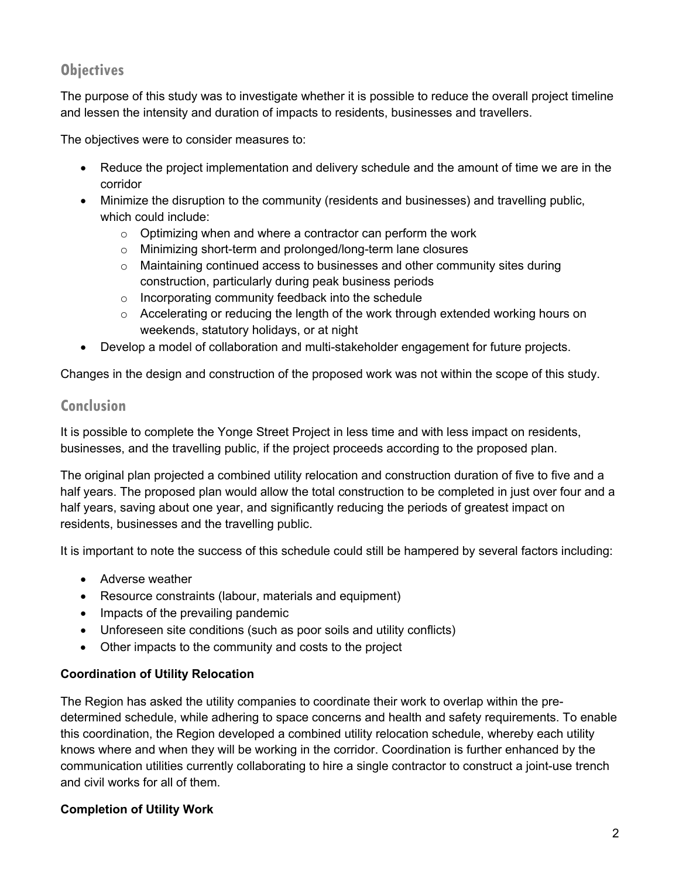## Objectives

The purpose of this study was to investigate whether it is possible to reduce the overall project timeline and lessen the intensity and duration of impacts to residents, businesses and travellers.

The objectives were to consider measures to:

- Reduce the project implementation and delivery schedule and the amount of time we are in the corridor
- Minimize the disruption to the community (residents and businesses) and travelling public, which could include:
    - Optimizing when and where a contractor can perform the work
    - Minimizing short-term and prolonged/long-term lane closures
    - Maintaining continued access to businesses and other community sites during construction, particularly during peak business periods
    - Incorporating community feedback into the schedule
    - Accelerating or reducing the length of the work through extended working hours on weekends, statutory holidays, or at night
- Develop a model of collaboration and multi-stakeholder engagement for future projects.

Changes in the design and construction of the proposed work was not within the scope of this study.

## Conclusion

It is possible to complete the Yonge Street Project in less time and with less impact on residents, businesses, and the travelling public, if the project proceeds according to the proposed plan.

The original plan projected a combined utility relocation and construction duration of five to five and a half years. The proposed plan would allow the total construction to be completed in just over four and a half years, saving about one year, and significantly reducing the periods of greatest impact on residents, businesses and the travelling public.

It is important to note the success of this schedule could still be hampered by several factors including:

- Adverse weather
- Resource constraints (labour, materials and equipment)
- Impacts of the prevailing pandemic
- Unforeseen site conditions (such as poor soils and utility conflicts)
- Other impacts to the community and costs to the project

**Coordination of Utility Relocation**

The Region has asked the utility companies to coordinate their work to overlap within the pre-determined schedule, while adhering to space concerns and health and safety requirements. To enable this coordination, the Region developed a combined utility relocation schedule, whereby each utility knows where and when they will be working in the corridor. Coordination is further enhanced by the communication utilities currently collaborating to hire a single contractor to construct a joint-use trench and civil works for all of them.

**Completion of Utility Work**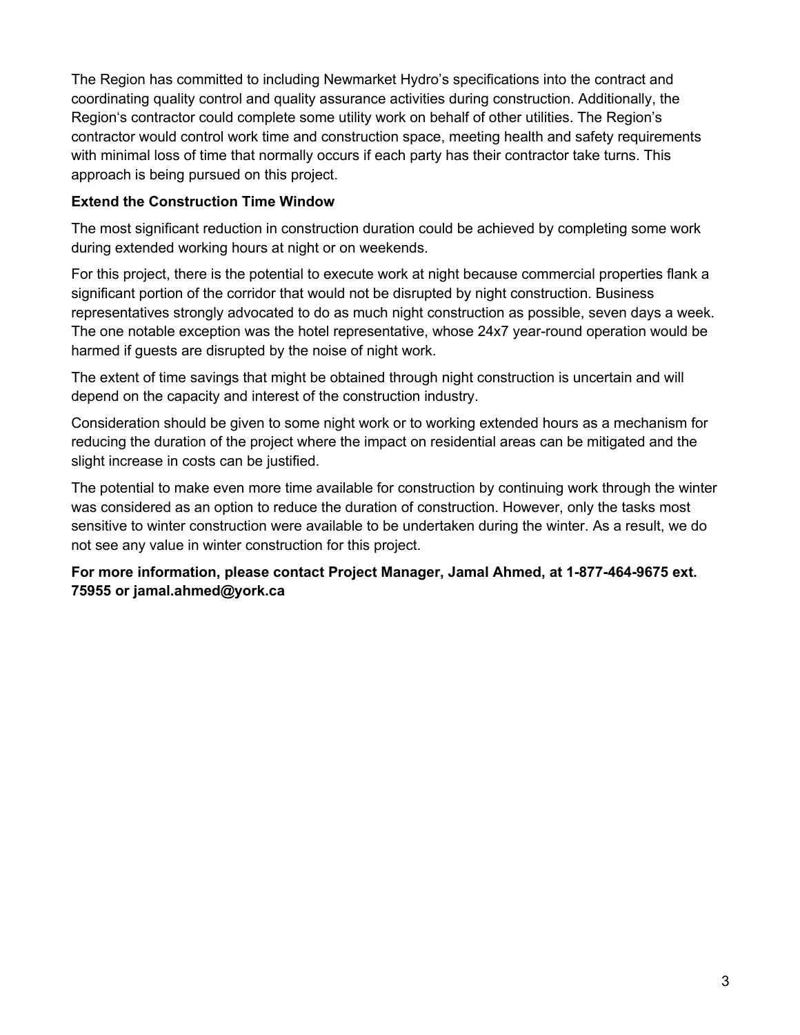The Region has committed to including Newmarket Hydro's specifications into the contract and coordinating quality control and quality assurance activities during construction. Additionally, the Region's contractor could complete some utility work on behalf of other utilities. The Region's contractor would control work time and construction space, meeting health and safety requirements with minimal loss of time that normally occurs if each party has their contractor take turns. This approach is being pursued on this project.

**Extend the Construction Time Window**

The most significant reduction in construction duration could be achieved by completing some work during extended working hours at night or on weekends.

For this project, there is the potential to execute work at night because commercial properties flank a significant portion of the corridor that would not be disrupted by night construction. Business representatives strongly advocated to do as much night construction as possible, seven days a week. The one notable exception was the hotel representative, whose 24x7 year-round operation would be harmed if guests are disrupted by the noise of night work.

The extent of time savings that might be obtained through night construction is uncertain and will depend on the capacity and interest of the construction industry.

Consideration should be given to some night work or to working extended hours as a mechanism for reducing the duration of the project where the impact on residential areas can be mitigated and the slight increase in costs can be justified.

The potential to make even more time available for construction by continuing work through the winter was considered as an option to reduce the duration of construction. However, only the tasks most sensitive to winter construction were available to be undertaken during the winter. As a result, we do not see any value in winter construction for this project.

**For more information, please contact Project Manager, Jamal Ahmed, at 1-877-464-9675 ext. 75955 or jamal.ahmed@york.ca**